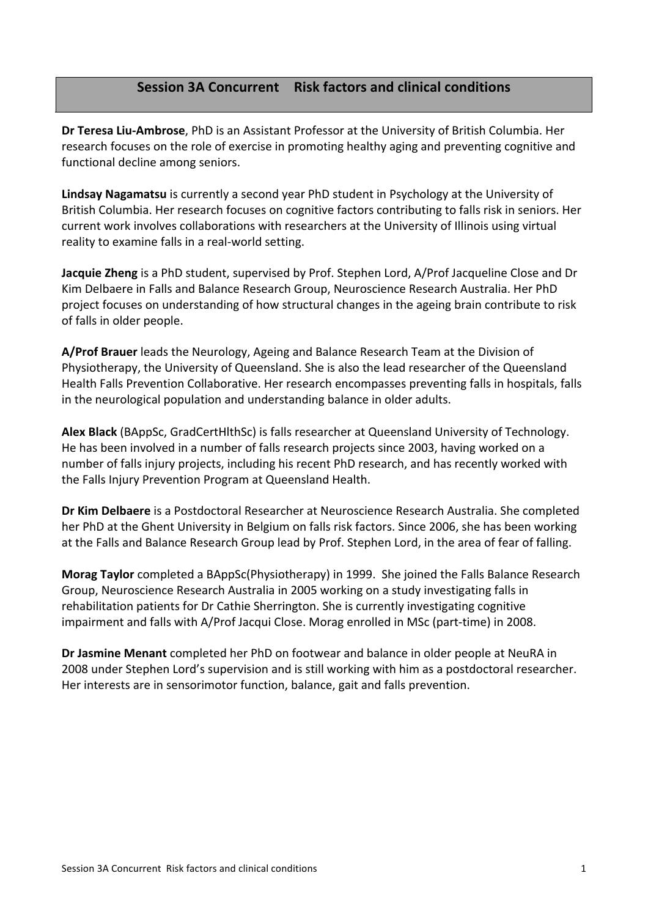## Session 3A Concurrent Risk factors and clinical conditions

**Dr Teresa Liu-Ambrose**, PhD is an Assistant Professor at the University of British Columbia. Her research focuses on the role of exercise in promoting healthy aging and preventing cognitive and functional decline among seniors.

**Lindsay Nagamatsu** is currently a second year PhD student in Psychology at the University of British Columbia. Her research focuses on cognitive factors contributing to falls risk in seniors. Her current work involves collaborations with researchers at the University of Illinois using virtual reality to examine falls in a real-world setting.

**Jacquie Zheng** is a PhD student, supervised by Prof. Stephen Lord, A/Prof Jacqueline Close and Dr Kim Delbaere in Falls and Balance Research Group, Neuroscience Research Australia. Her PhD project focuses on understanding of how structural changes in the ageing brain contribute to risk of falls in older people.

**A/Prof Brauer** leads the Neurology, Ageing and Balance Research Team at the Division of Physiotherapy, the University of Queensland. She is also the lead researcher of the Queensland Health Falls Prevention Collaborative. Her research encompasses preventing falls in hospitals, falls in the neurological population and understanding balance in older adults.

**Alex Black** (BAppSc, GradCertHlthSc) is falls researcher at Queensland University of Technology. He has been involved in a number of falls research projects since 2003, having worked on a number of falls injury projects, including his recent PhD research, and has recently worked with the Falls Injury Prevention Program at Queensland Health.

**Dr Kim Delbaere** is a Postdoctoral Researcher at Neuroscience Research Australia. She completed her PhD at the Ghent University in Belgium on falls risk factors. Since 2006, she has been working at the Falls and Balance Research Group lead by Prof. Stephen Lord, in the area of fear of falling.

**Morag Taylor** completed a BAppSc(Physiotherapy) in 1999. She joined the Falls Balance Research Group, Neuroscience Research Australia in 2005 working on a study investigating falls in rehabilitation patients for Dr Cathie Sherrington. She is currently investigating cognitive impairment and falls with A/Prof Jacqui Close. Morag enrolled in MSc (part-time) in 2008.

**Dr Jasmine Menant** completed her PhD on footwear and balance in older people at NeuRA in 2008 under Stephen Lord's supervision and is still working with him as a postdoctoral researcher. Her interests are in sensorimotor function, balance, gait and falls prevention.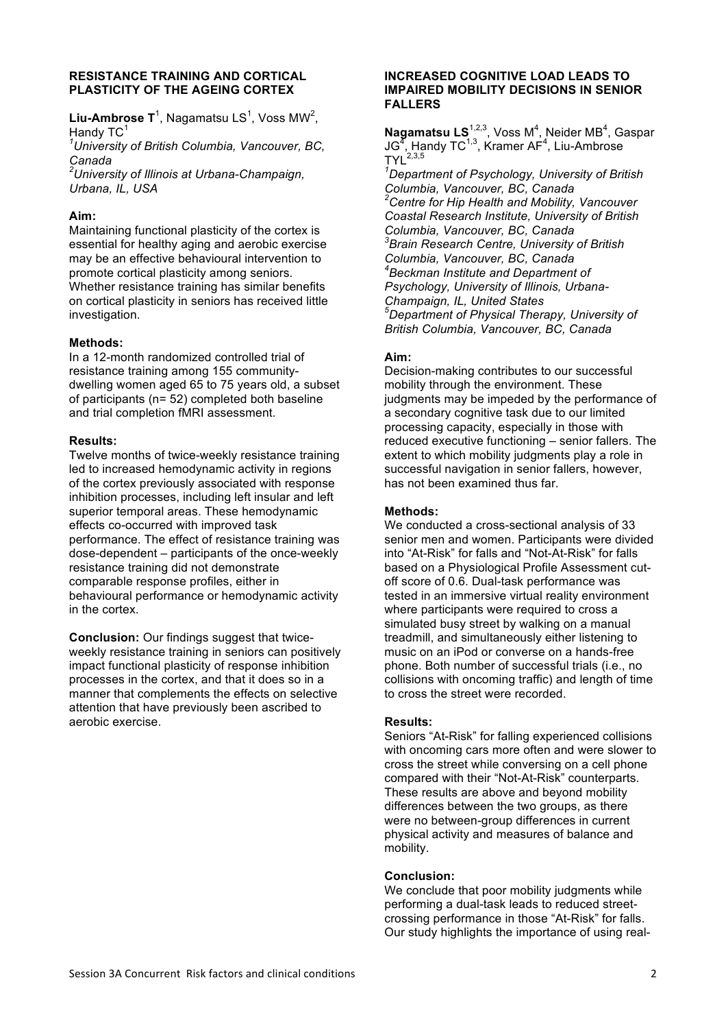## RESISTANCE TRAINING AND CORTICAL PLASTICITY OF THE AGEING CORTEX

**Liu-Ambrose T**[1], Nagamatsu LS[1], Voss MW[2], Handy TC[1]

*[1]University of British Columbia, Vancouver, BC, Canada*
*[2]University of Illinois at Urbana-Champaign, Urbana, IL, USA*

**Aim:**
Maintaining functional plasticity of the cortex is essential for healthy aging and aerobic exercise may be an effective behavioural intervention to promote cortical plasticity among seniors. Whether resistance training has similar benefits on cortical plasticity in seniors has received little investigation.

**Methods:**
In a 12-month randomized controlled trial of resistance training among 155 community-dwelling women aged 65 to 75 years old, a subset of participants (n= 52) completed both baseline and trial completion fMRI assessment.

**Results:**
Twelve months of twice-weekly resistance training led to increased hemodynamic activity in regions of the cortex previously associated with response inhibition processes, including left insular and left superior temporal areas. These hemodynamic effects co-occurred with improved task performance. The effect of resistance training was dose-dependent – participants of the once-weekly resistance training did not demonstrate comparable response profiles, either in behavioural performance or hemodynamic activity in the cortex.

**Conclusion:** Our findings suggest that twice-weekly resistance training in seniors can positively impact functional plasticity of response inhibition processes in the cortex, and that it does so in a manner that complements the effects on selective attention that have previously been ascribed to aerobic exercise.

## INCREASED COGNITIVE LOAD LEADS TO IMPAIRED MOBILITY DECISIONS IN SENIOR FALLERS

**Nagamatsu LS**[1,2,3], Voss M[4], Neider MB[4], Gaspar JG[4], Handy TC[1,3], Kramer AF[4], Liu-Ambrose TYL[2,3,5]

*[1]Department of Psychology, University of British Columbia, Vancouver, BC, Canada*
*[2]Centre for Hip Health and Mobility, Vancouver Coastal Research Institute, University of British Columbia, Vancouver, BC, Canada*
*[3]Brain Research Centre, University of British Columbia, Vancouver, BC, Canada*
*[4]Beckman Institute and Department of Psychology, University of Illinois, Urbana-Champaign, IL, United States*
*[5]Department of Physical Therapy, University of British Columbia, Vancouver, BC, Canada*

**Aim:**
Decision-making contributes to our successful mobility through the environment. These judgments may be impeded by the performance of a secondary cognitive task due to our limited processing capacity, especially in those with reduced executive functioning – senior fallers. The extent to which mobility judgments play a role in successful navigation in senior fallers, however, has not been examined thus far.

**Methods:**
We conducted a cross-sectional analysis of 33 senior men and women. Participants were divided into "At-Risk" for falls and "Not-At-Risk" for falls based on a Physiological Profile Assessment cut-off score of 0.6. Dual-task performance was tested in an immersive virtual reality environment where participants were required to cross a simulated busy street by walking on a manual treadmill, and simultaneously either listening to music on an iPod or converse on a hands-free phone. Both number of successful trials (i.e., no collisions with oncoming traffic) and length of time to cross the street were recorded.

**Results:**
Seniors "At-Risk" for falling experienced collisions with oncoming cars more often and were slower to cross the street while conversing on a cell phone compared with their "Not-At-Risk" counterparts. These results are above and beyond mobility differences between the two groups, as there were no between-group differences in current physical activity and measures of balance and mobility.

**Conclusion:**
We conclude that poor mobility judgments while performing a dual-task leads to reduced street-crossing performance in those "At-Risk" for falls. Our study highlights the importance of using real-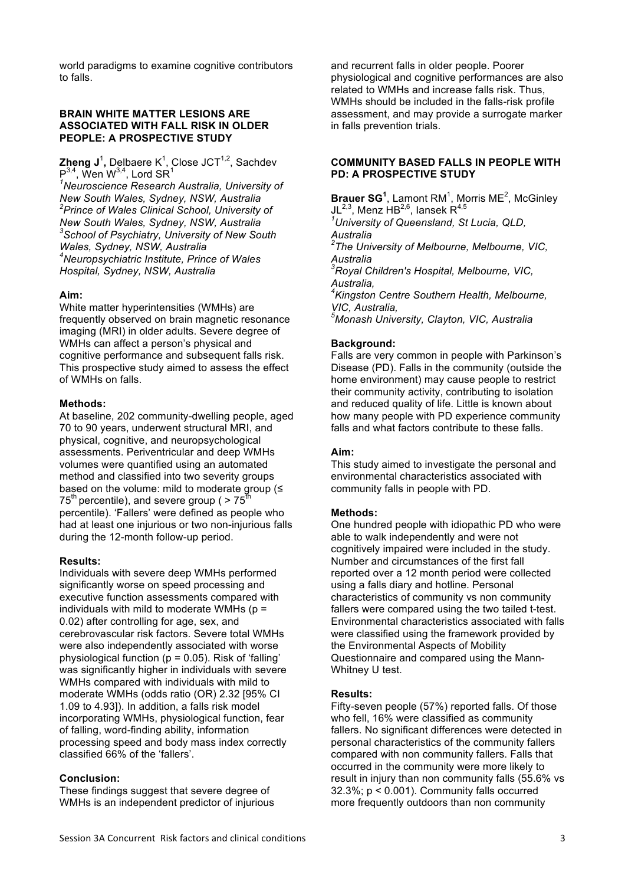world paradigms to examine cognitive contributors to falls.

### BRAIN WHITE MATTER LESIONS ARE ASSOCIATED WITH FALL RISK IN OLDER PEOPLE: A PROSPECTIVE STUDY

**Zheng J**[1], Delbaere K[1], Close JCT[1,2], Sachdev P[3,4], Wen W[3,4], Lord SR[1]

[1]*Neuroscience Research Australia, University of New South Wales, Sydney, NSW, Australia*
[2]*Prince of Wales Clinical School, University of New South Wales, Sydney, NSW, Australia*
[3]*School of Psychiatry, University of New South Wales, Sydney, NSW, Australia*
[4]*Neuropsychiatric Institute, Prince of Wales Hospital, Sydney, NSW, Australia*

**Aim:**
White matter hyperintensities (WMHs) are frequently observed on brain magnetic resonance imaging (MRI) in older adults. Severe degree of WMHs can affect a person's physical and cognitive performance and subsequent falls risk. This prospective study aimed to assess the effect of WMHs on falls.

**Methods:**
At baseline, 202 community-dwelling people, aged 70 to 90 years, underwent structural MRI, and physical, cognitive, and neuropsychological assessments. Periventricular and deep WMHs volumes were quantified using an automated method and classified into two severity groups based on the volume: mild to moderate group (≤ $75^{th}$ percentile), and severe group ( > $75^{th}$ percentile). 'Fallers' were defined as people who had at least one injurious or two non-injurious falls during the 12-month follow-up period.

**Results:**
Individuals with severe deep WMHs performed significantly worse on speed processing and executive function assessments compared with individuals with mild to moderate WMHs ($p = 0.02$) after controlling for age, sex, and cerebrovascular risk factors. Severe total WMHs were also independently associated with worse physiological function ($p = 0.05$). Risk of 'falling' was significantly higher in individuals with severe WMHs compared with individuals with mild to moderate WMHs (odds ratio (OR) 2.32 [95% CI 1.09 to 4.93]). In addition, a falls risk model incorporating WMHs, physiological function, fear of falling, word-finding ability, information processing speed and body mass index correctly classified 66% of the 'fallers'.

**Conclusion:**
These findings suggest that severe degree of WMHs is an independent predictor of injurious and recurrent falls in older people. Poorer physiological and cognitive performances are also related to WMHs and increase falls risk. Thus, WMHs should be included in the falls-risk profile assessment, and may provide a surrogate marker in falls prevention trials.

### COMMUNITY BASED FALLS IN PEOPLE WITH PD: A PROSPECTIVE STUDY

**Brauer SG**[1], Lamont RM[1], Morris ME[2], McGinley JL[2,3], Menz HB[2,6], Iansek R[4,5]

[1]*University of Queensland, St Lucia, QLD, Australia*
[2]*The University of Melbourne, Melbourne, VIC, Australia*
[3]*Royal Children's Hospital, Melbourne, VIC, Australia,*
[4]*Kingston Centre Southern Health, Melbourne, VIC, Australia,*
[5]*Monash University, Clayton, VIC, Australia*

**Background:**
Falls are very common in people with Parkinson's Disease (PD). Falls in the community (outside the home environment) may cause people to restrict their community activity, contributing to isolation and reduced quality of life. Little is known about how many people with PD experience community falls and what factors contribute to these falls.

**Aim:**
This study aimed to investigate the personal and environmental characteristics associated with community falls in people with PD.

**Methods:**
One hundred people with idiopathic PD who were able to walk independently and were not cognitively impaired were included in the study. Number and circumstances of the first fall reported over a 12 month period were collected using a falls diary and hotline. Personal characteristics of community vs non community fallers were compared using the two tailed t-test. Environmental characteristics associated with falls were classified using the framework provided by the Environmental Aspects of Mobility Questionnaire and compared using the Mann-Whitney U test.

**Results:**
Fifty-seven people (57%) reported falls. Of those who fell, 16% were classified as community fallers. No significant differences were detected in personal characteristics of the community fallers compared with non community fallers. Falls that occurred in the community were more likely to result in injury than non community falls (55.6% vs 32.3%; $p < 0.001$). Community falls occurred more frequently outdoors than non community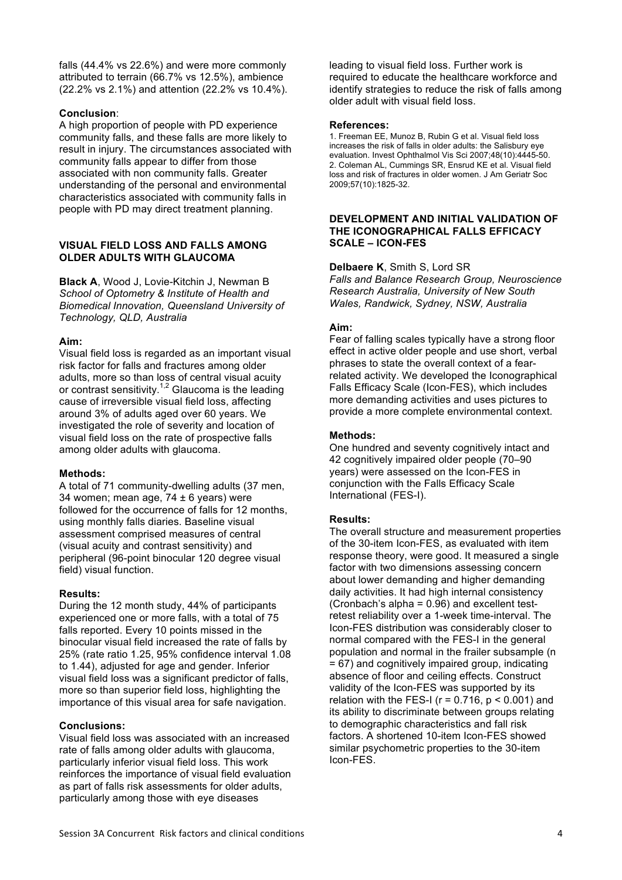falls (44.4% vs 22.6%) and were more commonly attributed to terrain (66.7% vs 12.5%), ambience (22.2% vs 2.1%) and attention (22.2% vs 10.4%).

**Conclusion**:
A high proportion of people with PD experience community falls, and these falls are more likely to result in injury. The circumstances associated with community falls appear to differ from those associated with non community falls. Greater understanding of the personal and environmental characteristics associated with community falls in people with PD may direct treatment planning.

## VISUAL FIELD LOSS AND FALLS AMONG OLDER ADULTS WITH GLAUCOMA

**Black A**, Wood J, Lovie-Kitchin J, Newman B
*School of Optometry & Institute of Health and Biomedical Innovation, Queensland University of Technology, QLD, Australia*

**Aim:**
Visual field loss is regarded as an important visual risk factor for falls and fractures among older adults, more so than loss of central visual acuity or contrast sensitivity.[1,2] Glaucoma is the leading cause of irreversible visual field loss, affecting around 3% of adults aged over 60 years. We investigated the role of severity and location of visual field loss on the rate of prospective falls among older adults with glaucoma.

**Methods:**
A total of 71 community-dwelling adults (37 men, 34 women; mean age, 74 ± 6 years) were followed for the occurrence of falls for 12 months, using monthly falls diaries. Baseline visual assessment comprised measures of central (visual acuity and contrast sensitivity) and peripheral (96-point binocular 120 degree visual field) visual function.

**Results:**
During the 12 month study, 44% of participants experienced one or more falls, with a total of 75 falls reported. Every 10 points missed in the binocular visual field increased the rate of falls by 25% (rate ratio 1.25, 95% confidence interval 1.08 to 1.44), adjusted for age and gender. Inferior visual field loss was a significant predictor of falls, more so than superior field loss, highlighting the importance of this visual area for safe navigation.

**Conclusions:**
Visual field loss was associated with an increased rate of falls among older adults with glaucoma, particularly inferior visual field loss. This work reinforces the importance of visual field evaluation as part of falls risk assessments for older adults, particularly among those with eye diseases leading to visual field loss. Further work is required to educate the healthcare workforce and identify strategies to reduce the risk of falls among older adult with visual field loss.

**References:**
1. Freeman EE, Munoz B, Rubin G et al. Visual field loss increases the risk of falls in older adults: the Salisbury eye evaluation. Invest Ophthalmol Vis Sci 2007;48(10):4445-50.
2. Coleman AL, Cummings SR, Ensrud KE et al. Visual field loss and risk of fractures in older women. J Am Geriatr Soc 2009;57(10):1825-32.

## DEVELOPMENT AND INITIAL VALIDATION OF THE ICONOGRAPHICAL FALLS EFFICACY SCALE – ICON-FES

**Delbaere K**, Smith S, Lord SR
*Falls and Balance Research Group, Neuroscience Research Australia, University of New South Wales, Randwick, Sydney, NSW, Australia*

**Aim:**
Fear of falling scales typically have a strong floor effect in active older people and use short, verbal phrases to state the overall context of a fear-related activity. We developed the Iconographical Falls Efficacy Scale (Icon-FES), which includes more demanding activities and uses pictures to provide a more complete environmental context.

**Methods:**
One hundred and seventy cognitively intact and 42 cognitively impaired older people (70–90 years) were assessed on the Icon-FES in conjunction with the Falls Efficacy Scale International (FES-I).

**Results:**
The overall structure and measurement properties of the 30-item Icon-FES, as evaluated with item response theory, were good. It measured a single factor with two dimensions assessing concern about lower demanding and higher demanding daily activities. It had high internal consistency (Cronbach's alpha = 0.96) and excellent test-retest reliability over a 1-week time-interval. The Icon-FES distribution was considerably closer to normal compared with the FES-I in the general population and normal in the frailer subsample (n = 67) and cognitively impaired group, indicating absence of floor and ceiling effects. Construct validity of the Icon-FES was supported by its relation with the FES-I ($r = 0.716$, $p < 0.001$) and its ability to discriminate between groups relating to demographic characteristics and fall risk factors. A shortened 10-item Icon-FES showed similar psychometric properties to the 30-item Icon-FES.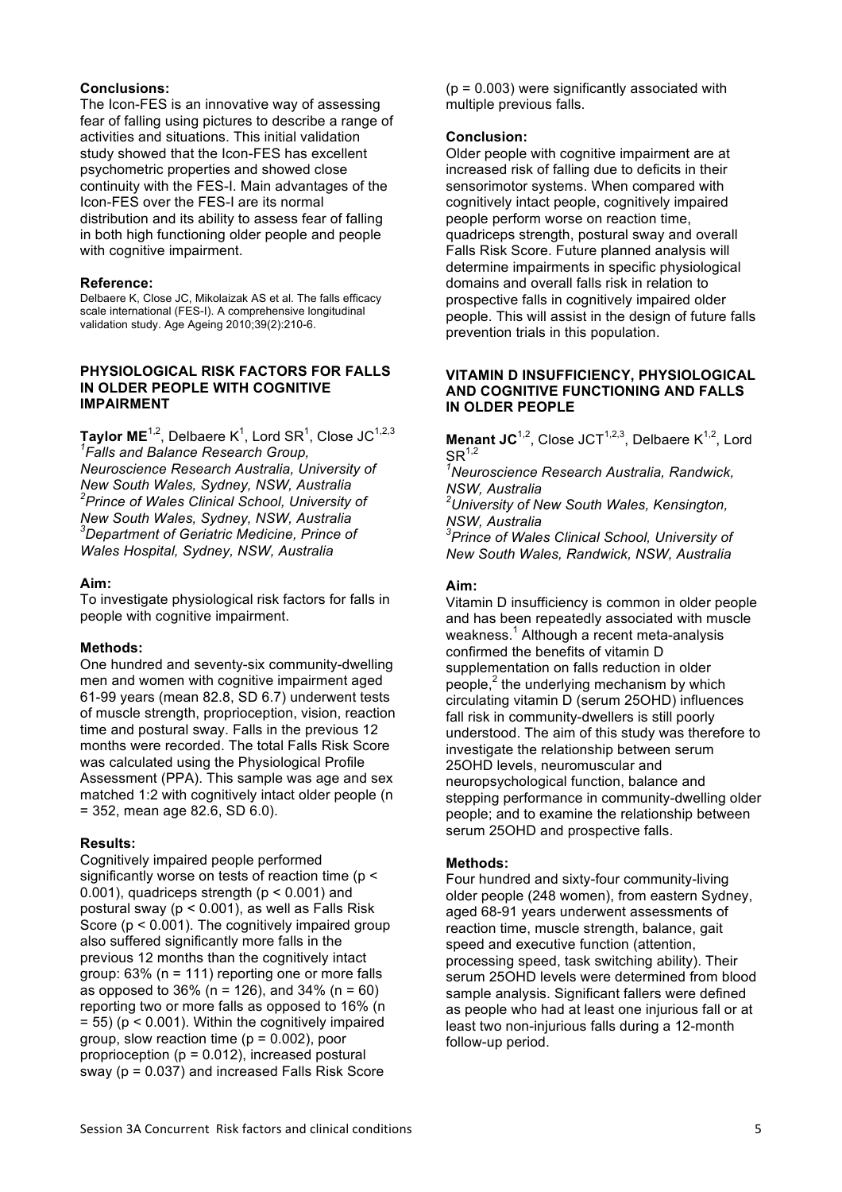**Conclusions:**

The Icon-FES is an innovative way of assessing fear of falling using pictures to describe a range of activities and situations. This initial validation study showed that the Icon-FES has excellent psychometric properties and showed close continuity with the FES-I. Main advantages of the Icon-FES over the FES-I are its normal distribution and its ability to assess fear of falling in both high functioning older people and people with cognitive impairment.

**Reference:**

Delbaere K, Close JC, Mikolaizak AS et al. The falls efficacy scale international (FES-I). A comprehensive longitudinal validation study. Age Ageing 2010;39(2):210-6.

## PHYSIOLOGICAL RISK FACTORS FOR FALLS IN OLDER PEOPLE WITH COGNITIVE IMPAIRMENT

**Taylor ME**[1,2], Delbaere K[1], Lord SR[1], Close JC[1,2,3]

[1]*Falls and Balance Research Group, Neuroscience Research Australia, University of New South Wales, Sydney, NSW, Australia*
[2]*Prince of Wales Clinical School, University of New South Wales, Sydney, NSW, Australia*
[3]*Department of Geriatric Medicine, Prince of Wales Hospital, Sydney, NSW, Australia*

**Aim:**

To investigate physiological risk factors for falls in people with cognitive impairment.

**Methods:**

One hundred and seventy-six community-dwelling men and women with cognitive impairment aged 61-99 years (mean 82.8, SD 6.7) underwent tests of muscle strength, proprioception, vision, reaction time and postural sway. Falls in the previous 12 months were recorded. The total Falls Risk Score was calculated using the Physiological Profile Assessment (PPA). This sample was age and sex matched 1:2 with cognitively intact older people (n = 352, mean age 82.6, SD 6.0).

**Results:**

Cognitively impaired people performed significantly worse on tests of reaction time ($p < 0.001$), quadriceps strength ($p < 0.001$) and postural sway ($p < 0.001$), as well as Falls Risk Score ($p < 0.001$). The cognitively impaired group also suffered significantly more falls in the previous 12 months than the cognitively intact group: 63% (n = 111) reporting one or more falls as opposed to 36% (n = 126), and 34% (n = 60) reporting two or more falls as opposed to 16% (n = 55) ($p < 0.001$). Within the cognitively impaired group, slow reaction time ($p = 0.002$), poor proprioception ($p = 0.012$), increased postural sway ($p = 0.037$) and increased Falls Risk Score ($p = 0.003$) were significantly associated with multiple previous falls.

**Conclusion:**

Older people with cognitive impairment are at increased risk of falling due to deficits in their sensorimotor systems. When compared with cognitively intact people, cognitively impaired people perform worse on reaction time, quadriceps strength, postural sway and overall Falls Risk Score. Future planned analysis will determine impairments in specific physiological domains and overall falls risk in relation to prospective falls in cognitively impaired older people. This will assist in the design of future falls prevention trials in this population.

## VITAMIN D INSUFFICIENCY, PHYSIOLOGICAL AND COGNITIVE FUNCTIONING AND FALLS IN OLDER PEOPLE

**Menant JC**[1,2], Close JCT[1,2,3], Delbaere K[1,2], Lord SR[1,2]

[1]*Neuroscience Research Australia, Randwick, NSW, Australia*
[2]*University of New South Wales, Kensington, NSW, Australia*
[3]*Prince of Wales Clinical School, University of New South Wales, Randwick, NSW, Australia*

**Aim:**

Vitamin D insufficiency is common in older people and has been repeatedly associated with muscle weakness.[1] Although a recent meta-analysis confirmed the benefits of vitamin D supplementation on falls reduction in older people,[2] the underlying mechanism by which circulating vitamin D (serum 25OHD) influences fall risk in community-dwellers is still poorly understood. The aim of this study was therefore to investigate the relationship between serum 25OHD levels, neuromuscular and neuropsychological function, balance and stepping performance in community-dwelling older people; and to examine the relationship between serum 25OHD and prospective falls.

**Methods:**

Four hundred and sixty-four community-living older people (248 women), from eastern Sydney, aged 68-91 years underwent assessments of reaction time, muscle strength, balance, gait speed and executive function (attention, processing speed, task switching ability). Their serum 25OHD levels were determined from blood sample analysis. Significant fallers were defined as people who had at least one injurious fall or at least two non-injurious falls during a 12-month follow-up period.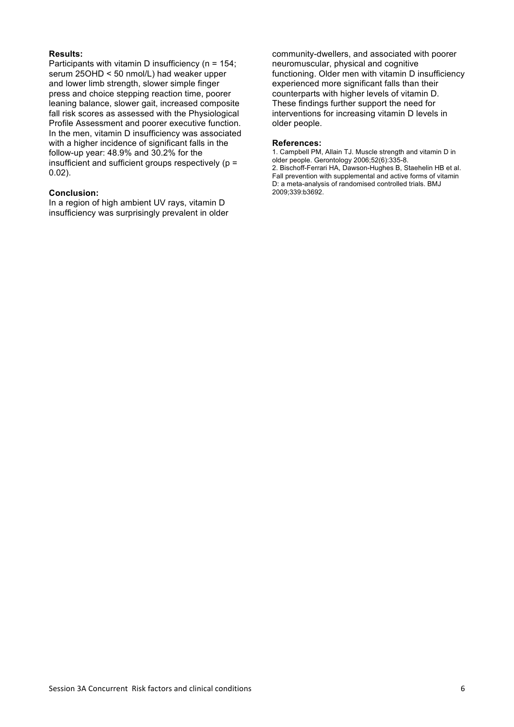**Results:**

Participants with vitamin D insufficiency (n = 154; serum 25OHD < 50 nmol/L) had weaker upper and lower limb strength, slower simple finger press and choice stepping reaction time, poorer leaning balance, slower gait, increased composite fall risk scores as assessed with the Physiological Profile Assessment and poorer executive function. In the men, vitamin D insufficiency was associated with a higher incidence of significant falls in the follow-up year: 48.9% and 30.2% for the insufficient and sufficient groups respectively (p = 0.02).

**Conclusion:**

In a region of high ambient UV rays, vitamin D insufficiency was surprisingly prevalent in older community-dwellers, and associated with poorer neuromuscular, physical and cognitive functioning. Older men with vitamin D insufficiency experienced more significant falls than their counterparts with higher levels of vitamin D. These findings further support the need for interventions for increasing vitamin D levels in older people.

**References:**

1. Campbell PM, Allain TJ. Muscle strength and vitamin D in older people. Gerontology 2006;52(6):335-8.
2. Bischoff-Ferrari HA, Dawson-Hughes B, Staehelin HB et al. Fall prevention with supplemental and active forms of vitamin D: a meta-analysis of randomised controlled trials. BMJ 2009;339:b3692.